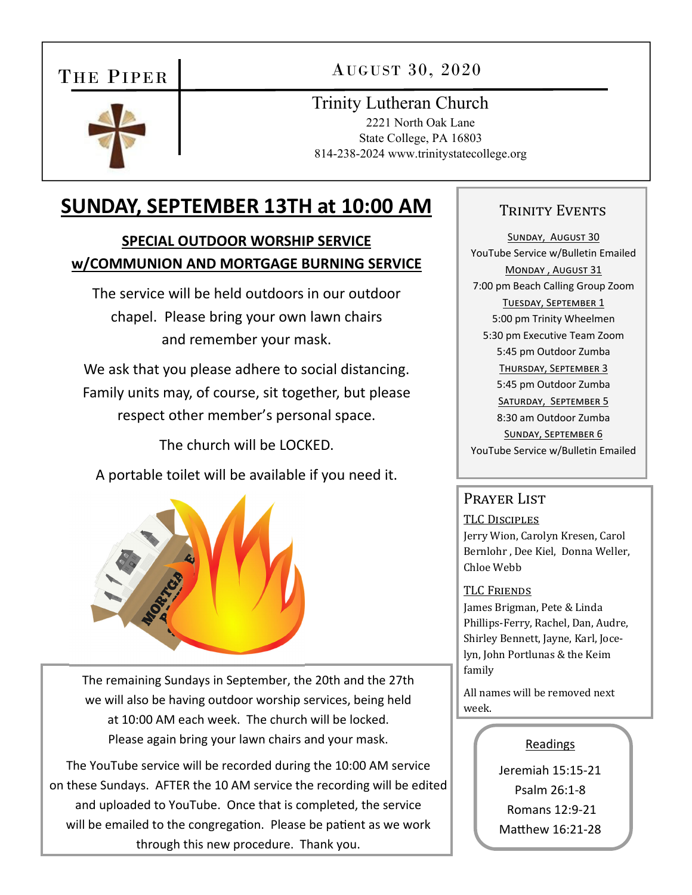# THE PIPER

**AUGUST 30, 2020**

Trinity Lutheran Church
2221 North Oak Lane
State College, PA 16803
814-238-2024 www.trinitystatecollege.org

# SUNDAY, SEPTEMBER 13TH at 10:00 AM

## SPECIAL OUTDOOR WORSHIP SERVICE w/COMMUNION AND MORTGAGE BURNING SERVICE

The service will be held outdoors in our outdoor chapel. Please bring your own lawn chairs and remember your mask.

We ask that you please adhere to social distancing. Family units may, of course, sit together, but please respect other member's personal space.

The church will be LOCKED.

A portable toilet will be available if you need it.

The remaining Sundays in September, the 20th and the 27th we will also be having outdoor worship services, being held at 10:00 AM each week. The church will be locked. Please again bring your lawn chairs and your mask.

The YouTube service will be recorded during the 10:00 AM service on these Sundays. AFTER the 10 AM service the recording will be edited and uploaded to YouTube. Once that is completed, the service will be emailed to the congregation. Please be patient as we work through this new procedure. Thank you.

## TRINITY EVENTS

SUNDAY, AUGUST 30
YouTube Service w/Bulletin Emailed

MONDAY, AUGUST 31
7:00 pm Beach Calling Group Zoom

TUESDAY, SEPTEMBER 1
5:00 pm Trinity Wheelmen
5:30 pm Executive Team Zoom
5:45 pm Outdoor Zumba

THURSDAY, SEPTEMBER 3
5:45 pm Outdoor Zumba

SATURDAY, SEPTEMBER 5
8:30 am Outdoor Zumba

SUNDAY, SEPTEMBER 6
YouTube Service w/Bulletin Emailed

## PRAYER LIST

TLC DISCIPLES
Jerry Wion, Carolyn Kresen, Carol Bernlohr , Dee Kiel, Donna Weller, Chloe Webb

TLC FRIENDS
James Brigman, Pete & Linda Phillips-Ferry, Rachel, Dan, Audre, Shirley Bennett, Jayne, Karl, Jocelyn, John Portlunas & the Keim family

All names will be removed next week.

## Readings

Jeremiah 15:15-21
Psalm 26:1-8
Romans 12:9-21
Matthew 16:21-28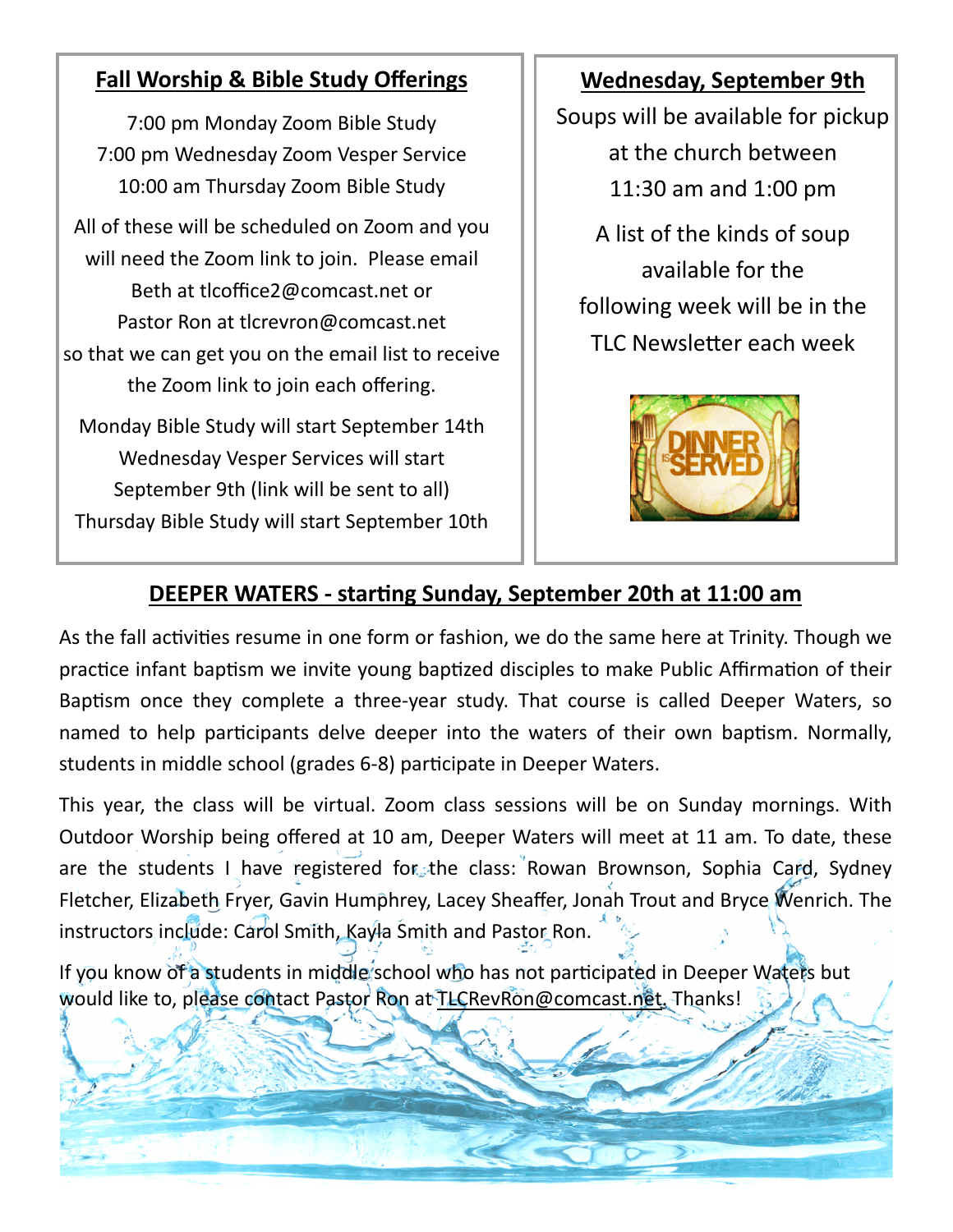## Fall Worship & Bible Study Offerings

7:00 pm Monday Zoom Bible Study
7:00 pm Wednesday Zoom Vesper Service
10:00 am Thursday Zoom Bible Study

All of these will be scheduled on Zoom and you will need the Zoom link to join. Please email Beth at tlcoffice2@comcast.net or Pastor Ron at tlcrevron@comcast.net so that we can get you on the email list to receive the Zoom link to join each offering.

Monday Bible Study will start September 14th
Wednesday Vesper Services will start September 9th (link will be sent to all)
Thursday Bible Study will start September 10th

## Wednesday, September 9th

Soups will be available for pickup at the church between 11:30 am and 1:00 pm

A list of the kinds of soup available for the following week will be in the TLC Newsletter each week

## DEEPER WATERS - starting Sunday, September 20th at 11:00 am

As the fall activities resume in one form or fashion, we do the same here at Trinity. Though we practice infant baptism we invite young baptized disciples to make Public Affirmation of their Baptism once they complete a three-year study. That course is called Deeper Waters, so named to help participants delve deeper into the waters of their own baptism. Normally, students in middle school (grades 6-8) participate in Deeper Waters.

This year, the class will be virtual. Zoom class sessions will be on Sunday mornings. With Outdoor Worship being offered at 10 am, Deeper Waters will meet at 11 am. To date, these are the students I have registered for the class: Rowan Brownson, Sophia Card, Sydney Fletcher, Elizabeth Fryer, Gavin Humphrey, Lacey Sheaffer, Jonah Trout and Bryce Wenrich. The instructors include: Carol Smith, Kayla Smith and Pastor Ron.

If you know of a students in middle school who has not participated in Deeper Waters but would like to, please contact Pastor Ron at TLCRevRon@comcast.net. Thanks!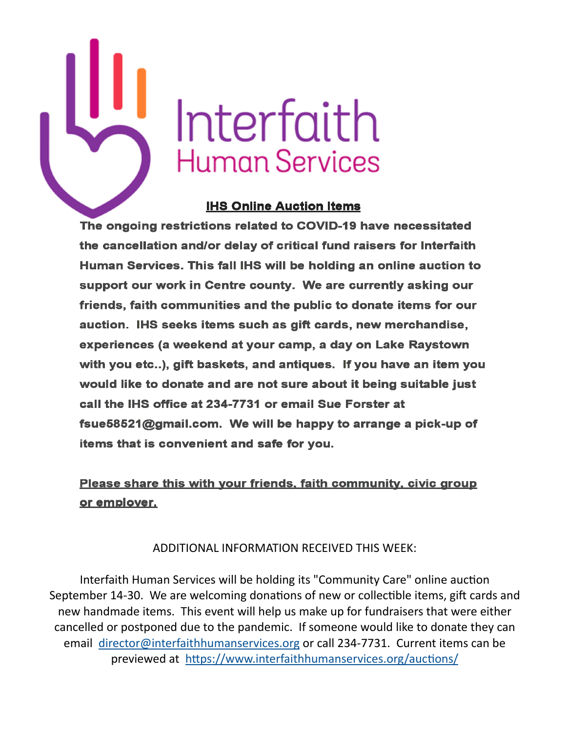# Interfaith
## Human Services

**IHS Online Auction Items**

**The ongoing restrictions related to COVID-19 have necessitated the cancellation and/or delay of critical fund raisers for Interfaith Human Services. This fall IHS will be holding an online auction to support our work in Centre county. We are currently asking our friends, faith communities and the public to donate items for our auction. IHS seeks items such as gift cards, new merchandise, experiences (a weekend at your camp, a day on Lake Raystown with you etc..), gift baskets, and antiques. If you have an item you would like to donate and are not sure about it being suitable just call the IHS office at 234-7731 or email Sue Forster at fsue58521@gmail.com. We will be happy to arrange a pick-up of items that is convenient and safe for you.**

**Please share this with your friends, faith community, civic group or employer.**

ADDITIONAL INFORMATION RECEIVED THIS WEEK:

Interfaith Human Services will be holding its "Community Care" online auction September 14-30. We are welcoming donations of new or collectible items, gift cards and new handmade items. This event will help us make up for fundraisers that were either cancelled or postponed due to the pandemic. If someone would like to donate they can email director@interfaithhumanservices.org or call 234-7731. Current items can be previewed at https://www.interfaithhumanservices.org/auctions/